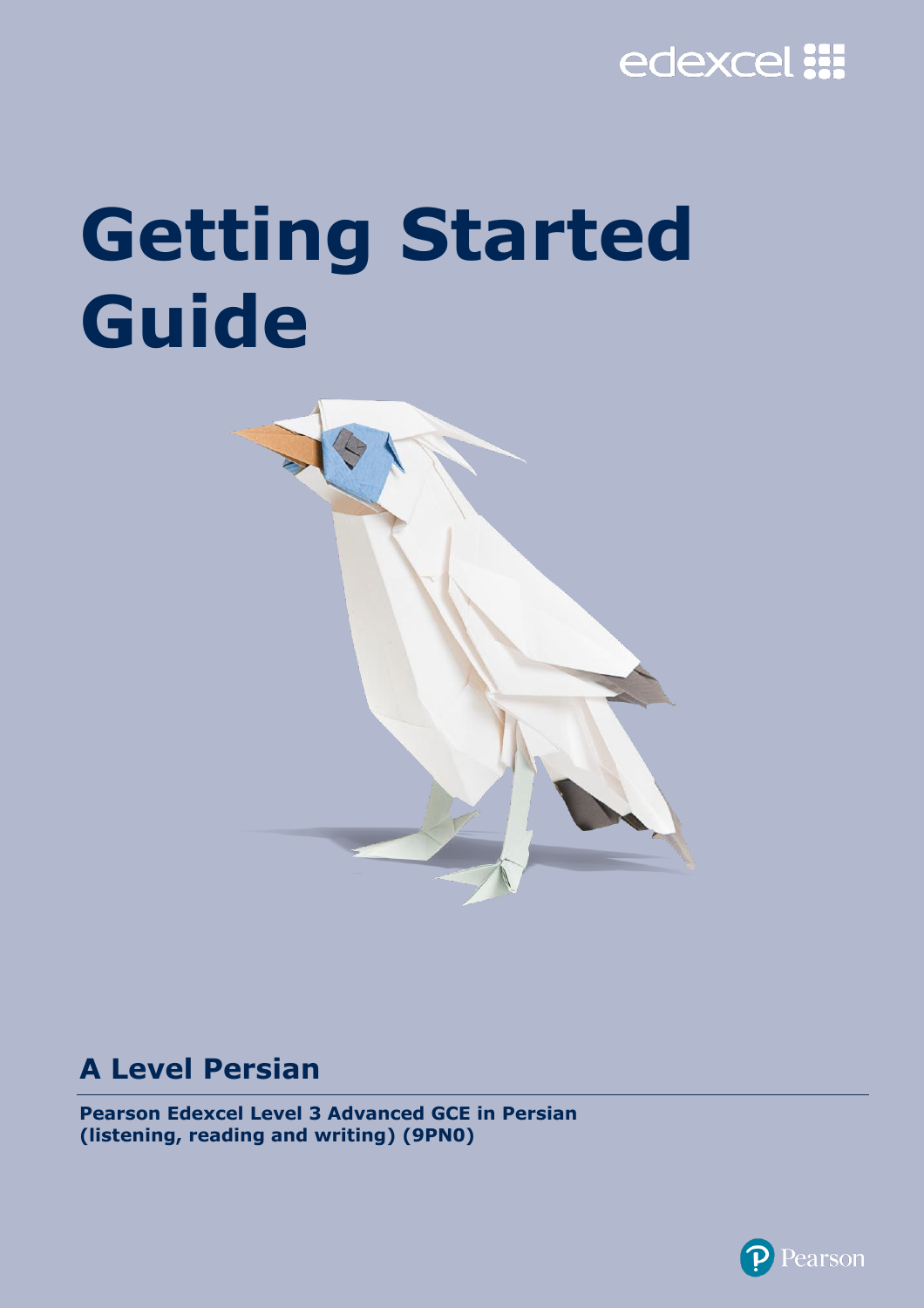# Getting Started Guide

## A Level Persian

**Pearson Edexcel Level 3 Advanced GCE in Persian (listening, reading and writing) (9PN0)**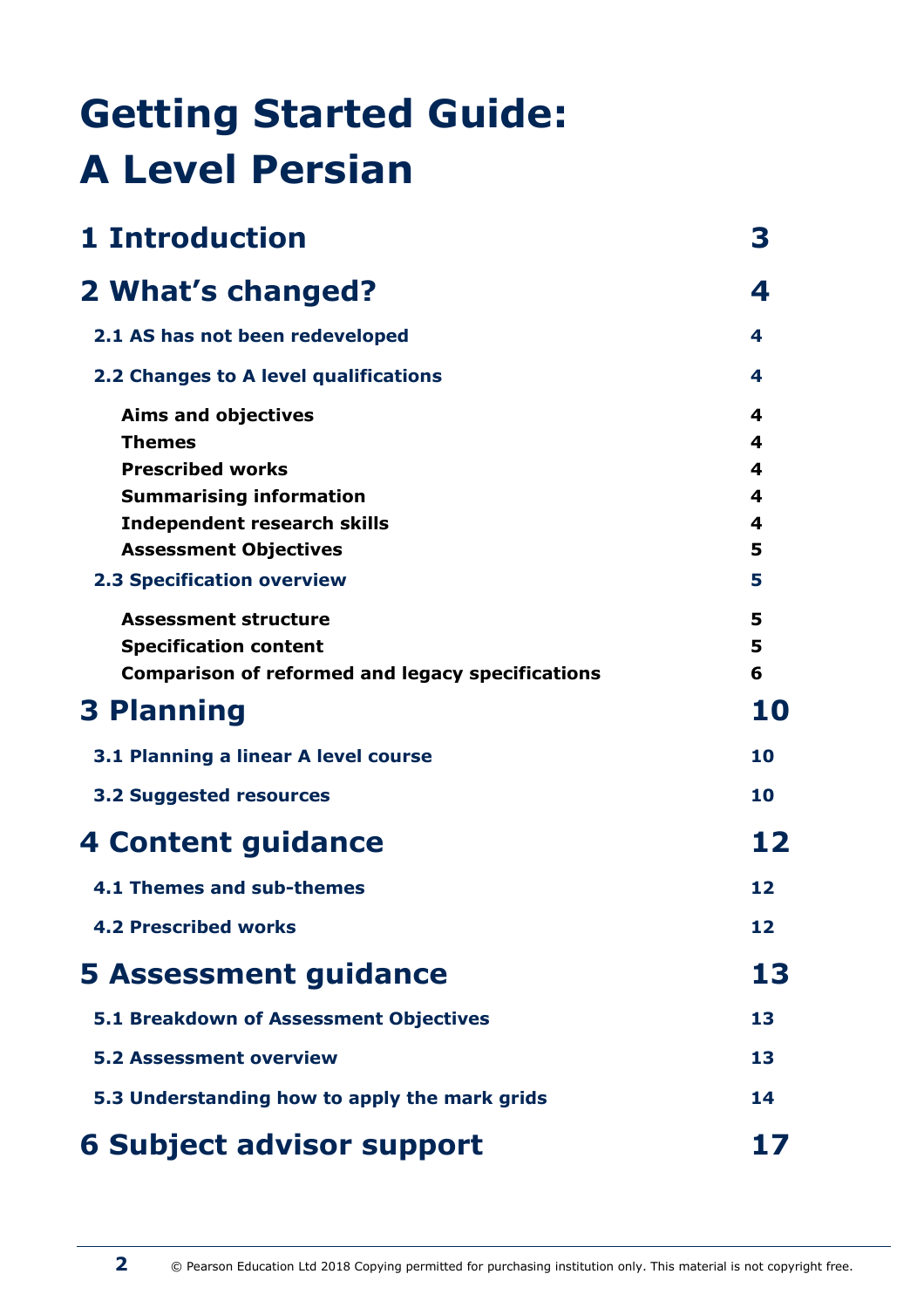# Getting Started Guide: A Level Persian

| | |
|---|---|
| **1 Introduction** | **3** |
| **2 What's changed?** | **4** |
| **2.1 AS has not been redeveloped** | **4** |
| **2.2 Changes to A level qualifications** | **4** |
| **Aims and objectives** | **4** |
| **Themes** | **4** |
| **Prescribed works** | **4** |
| **Summarising information** | **4** |
| **Independent research skills** | **4** |
| **Assessment Objectives** | **5** |
| **2.3 Specification overview** | **5** |
| **Assessment structure** | **5** |
| **Specification content** | **5** |
| **Comparison of reformed and legacy specifications** | **6** |
| **3 Planning** | **10** |
| **3.1 Planning a linear A level course** | **10** |
| **3.2 Suggested resources** | **10** |
| **4 Content guidance** | **12** |
| **4.1 Themes and sub-themes** | **12** |
| **4.2 Prescribed works** | **12** |
| **5 Assessment guidance** | **13** |
| **5.1 Breakdown of Assessment Objectives** | **13** |
| **5.2 Assessment overview** | **13** |
| **5.3 Understanding how to apply the mark grids** | **14** |
| **6 Subject advisor support** | **17** |

© Pearson Education Ltd 2018 Copying permitted for purchasing institution only. This material is not copyright free.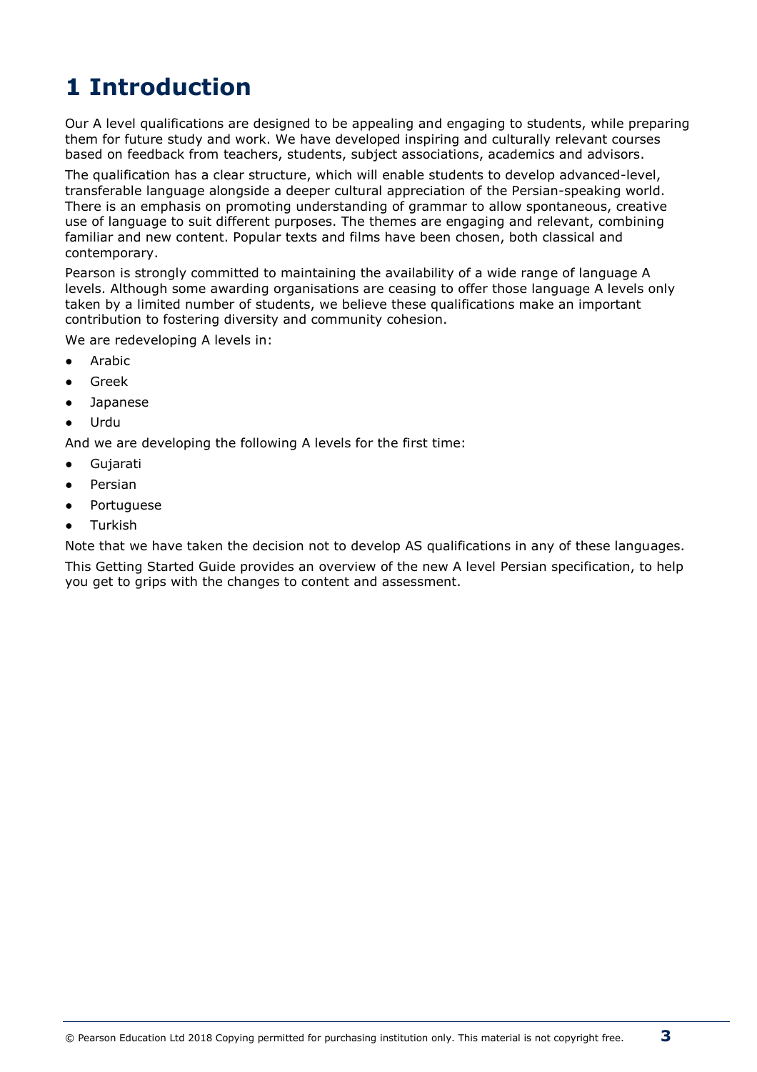# 1 Introduction

Our A level qualifications are designed to be appealing and engaging to students, while preparing them for future study and work. We have developed inspiring and culturally relevant courses based on feedback from teachers, students, subject associations, academics and advisors.

The qualification has a clear structure, which will enable students to develop advanced-level, transferable language alongside a deeper cultural appreciation of the Persian-speaking world. There is an emphasis on promoting understanding of grammar to allow spontaneous, creative use of language to suit different purposes. The themes are engaging and relevant, combining familiar and new content. Popular texts and films have been chosen, both classical and contemporary.

Pearson is strongly committed to maintaining the availability of a wide range of language A levels. Although some awarding organisations are ceasing to offer those language A levels only taken by a limited number of students, we believe these qualifications make an important contribution to fostering diversity and community cohesion.

We are redeveloping A levels in:

- Arabic
- Greek
- Japanese
- Urdu

And we are developing the following A levels for the first time:

- Gujarati
- Persian
- Portuguese
- Turkish

Note that we have taken the decision not to develop AS qualifications in any of these languages.

This Getting Started Guide provides an overview of the new A level Persian specification, to help you get to grips with the changes to content and assessment.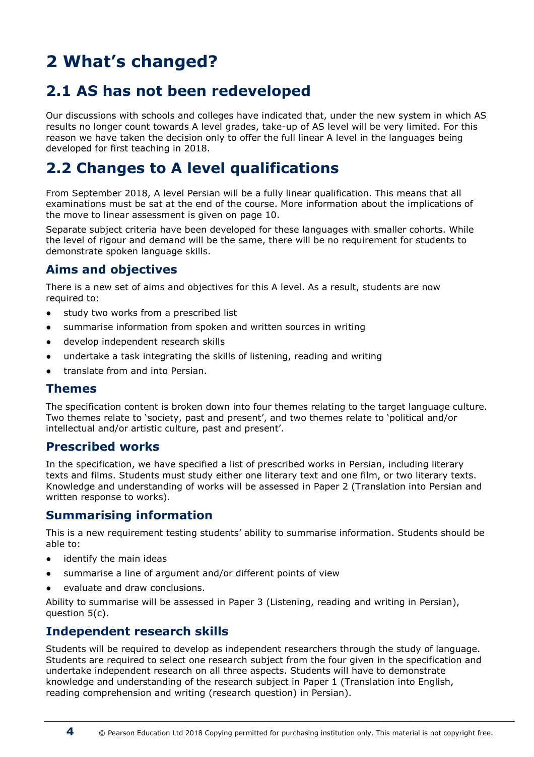# 2 What's changed?

## 2.1 AS has not been redeveloped

Our discussions with schools and colleges have indicated that, under the new system in which AS results no longer count towards A level grades, take-up of AS level will be very limited. For this reason we have taken the decision only to offer the full linear A level in the languages being developed for first teaching in 2018.

## 2.2 Changes to A level qualifications

From September 2018, A level Persian will be a fully linear qualification. This means that all examinations must be sat at the end of the course. More information about the implications of the move to linear assessment is given on page 10.

Separate subject criteria have been developed for these languages with smaller cohorts. While the level of rigour and demand will be the same, there will be no requirement for students to demonstrate spoken language skills.

### Aims and objectives

There is a new set of aims and objectives for this A level. As a result, students are now required to:

- study two works from a prescribed list
- summarise information from spoken and written sources in writing
- develop independent research skills
- undertake a task integrating the skills of listening, reading and writing
- translate from and into Persian.

### Themes

The specification content is broken down into four themes relating to the target language culture. Two themes relate to 'society, past and present', and two themes relate to 'political and/or intellectual and/or artistic culture, past and present'.

### Prescribed works

In the specification, we have specified a list of prescribed works in Persian, including literary texts and films. Students must study either one literary text and one film, or two literary texts. Knowledge and understanding of works will be assessed in Paper 2 (Translation into Persian and written response to works).

### Summarising information

This is a new requirement testing students' ability to summarise information. Students should be able to:

- identify the main ideas
- summarise a line of argument and/or different points of view
- evaluate and draw conclusions.

Ability to summarise will be assessed in Paper 3 (Listening, reading and writing in Persian), question 5(c).

### Independent research skills

Students will be required to develop as independent researchers through the study of language. Students are required to select one research subject from the four given in the specification and undertake independent research on all three aspects. Students will have to demonstrate knowledge and understanding of the research subject in Paper 1 (Translation into English, reading comprehension and writing (research question) in Persian).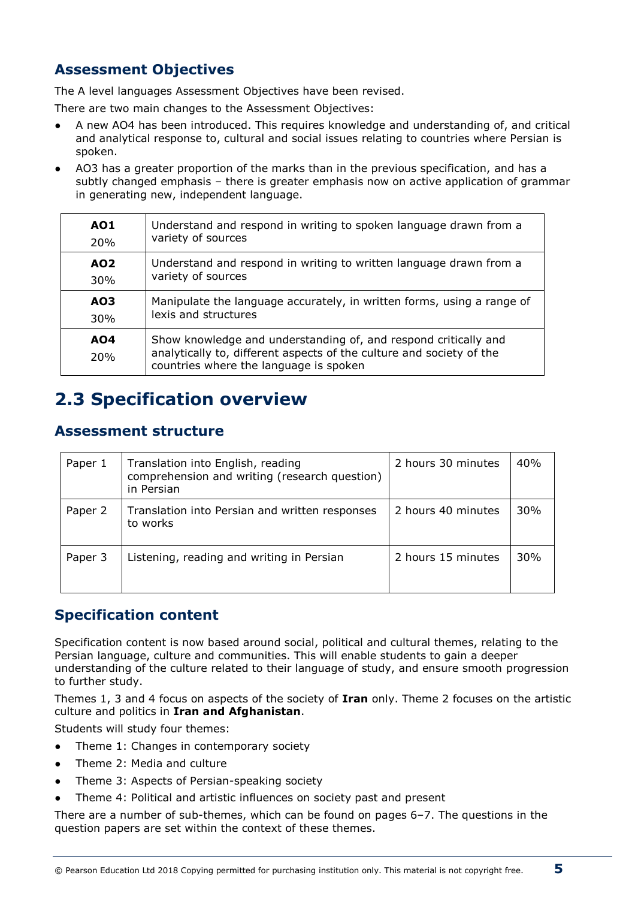## Assessment Objectives

The A level languages Assessment Objectives have been revised.

There are two main changes to the Assessment Objectives:

- A new AO4 has been introduced. This requires knowledge and understanding of, and critical and analytical response to, cultural and social issues relating to countries where Persian is spoken.
- AO3 has a greater proportion of the marks than in the previous specification, and has a subtly changed emphasis – there is greater emphasis now on active application of grammar in generating new, independent language.

| | |
|---|---|
| **AO1** 20% | Understand and respond in writing to spoken language drawn from a variety of sources |
| **AO2** 30% | Understand and respond in writing to written language drawn from a variety of sources |
| **AO3** 30% | Manipulate the language accurately, in written forms, using a range of lexis and structures |
| **AO4** 20% | Show knowledge and understanding of, and respond critically and analytically to, different aspects of the culture and society of the countries where the language is spoken |

# 2.3 Specification overview

## Assessment structure

| | | | |
|---|---|---|---|
| Paper 1 | Translation into English, reading comprehension and writing (research question) in Persian | 2 hours 30 minutes | 40% |
| Paper 2 | Translation into Persian and written responses to works | 2 hours 40 minutes | 30% |
| Paper 3 | Listening, reading and writing in Persian | 2 hours 15 minutes | 30% |

## Specification content

Specification content is now based around social, political and cultural themes, relating to the Persian language, culture and communities. This will enable students to gain a deeper understanding of the culture related to their language of study, and ensure smooth progression to further study.

Themes 1, 3 and 4 focus on aspects of the society of **Iran** only. Theme 2 focuses on the artistic culture and politics in **Iran and Afghanistan**.

Students will study four themes:

- Theme 1: Changes in contemporary society
- Theme 2: Media and culture
- Theme 3: Aspects of Persian-speaking society
- Theme 4: Political and artistic influences on society past and present

There are a number of sub-themes, which can be found on pages 6–7. The questions in the question papers are set within the context of these themes.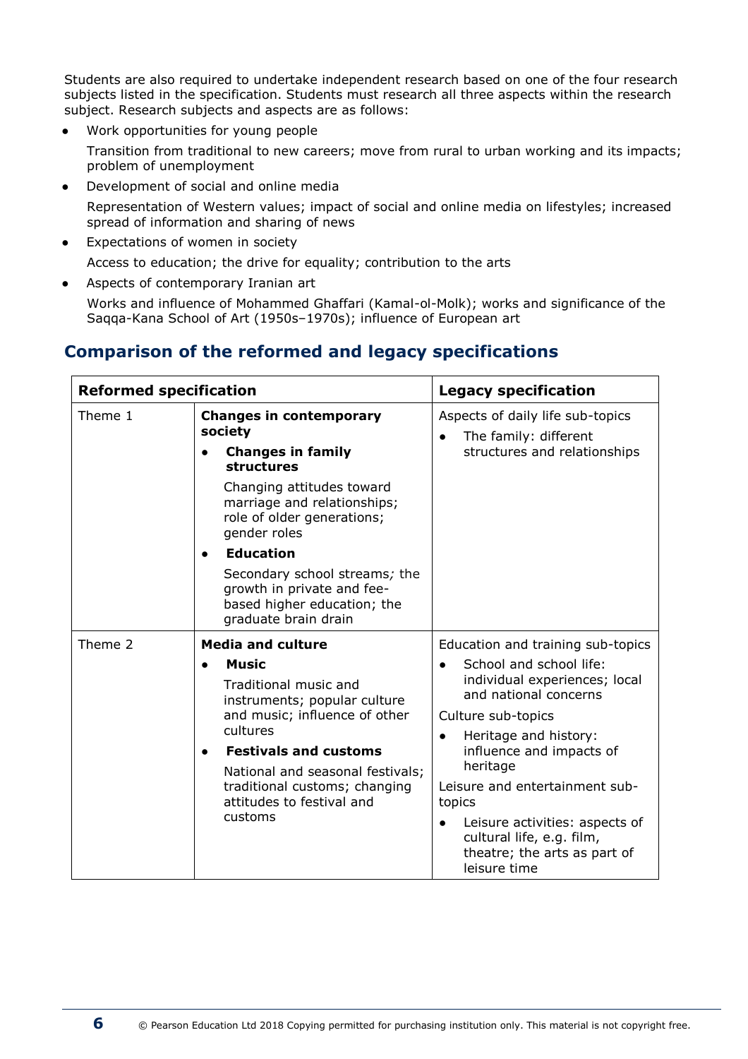Students are also required to undertake independent research based on one of the four research subjects listed in the specification. Students must research all three aspects within the research subject. Research subjects and aspects are as follows:

- Work opportunities for young people

  Transition from traditional to new careers; move from rural to urban working and its impacts; problem of unemployment

- Development of social and online media

  Representation of Western values; impact of social and online media on lifestyles; increased spread of information and sharing of news

- Expectations of women in society

  Access to education; the drive for equality; contribution to the arts

- Aspects of contemporary Iranian art

  Works and influence of Mohammed Ghaffari (Kamal-ol-Molk); works and significance of the Saqqa-Kana School of Art (1950s–1970s); influence of European art

## Comparison of the reformed and legacy specifications

| **Reformed specification** | | **Legacy specification** |
|---|---|---|
| Theme 1 | **Changes in contemporary society**<br>• **Changes in family structures**<br>Changing attitudes toward marriage and relationships; role of older generations; gender roles<br>• **Education**<br>Secondary school streams; the growth in private and fee-based higher education; the graduate brain drain | Aspects of daily life sub-topics<br>• The family: different structures and relationships |
| Theme 2 | **Media and culture**<br>• **Music**<br>Traditional music and instruments; popular culture and music; influence of other cultures<br>• **Festivals and customs**<br>National and seasonal festivals; traditional customs; changing attitudes to festival and customs | Education and training sub-topics<br>• School and school life: individual experiences; local and national concerns<br>Culture sub-topics<br>• Heritage and history: influence and impacts of heritage<br>Leisure and entertainment sub-topics<br>• Leisure activities: aspects of cultural life, e.g. film, theatre; the arts as part of leisure time |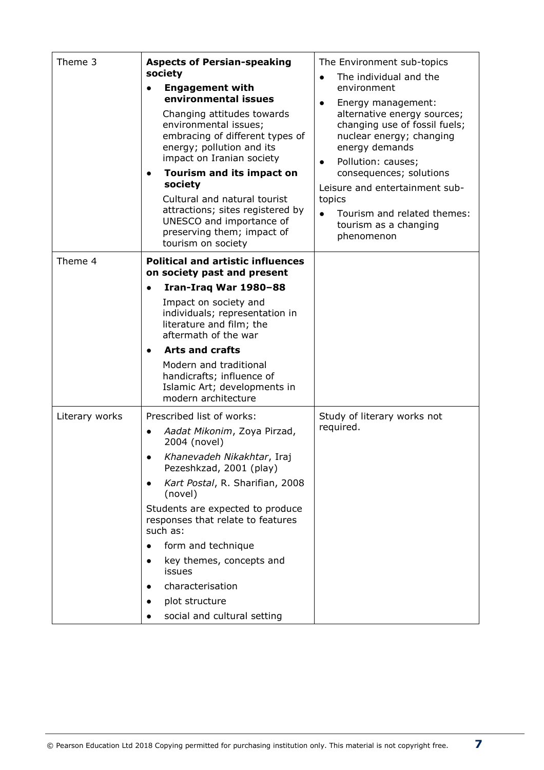| | | |
|---|---|---|
| Theme 3 | **Aspects of Persian-speaking society**<br>• **Engagement with environmental issues**<br>Changing attitudes towards environmental issues; embracing of different types of energy; pollution and its impact on Iranian society<br>• **Tourism and its impact on society**<br>Cultural and natural tourist attractions; sites registered by UNESCO and importance of preserving them; impact of tourism on society | The Environment sub-topics<br>• The individual and the environment<br>• Energy management: alternative energy sources; changing use of fossil fuels; nuclear energy; changing energy demands<br>• Pollution: causes; consequences; solutions<br>Leisure and entertainment sub-topics<br>• Tourism and related themes: tourism as a changing phenomenon |
| Theme 4 | **Political and artistic influences on society past and present**<br>• **Iran-Iraq War 1980–88**<br>Impact on society and individuals; representation in literature and film; the aftermath of the war<br>• **Arts and crafts**<br>Modern and traditional handicrafts; influence of Islamic Art; developments in modern architecture | |
| Literary works | Prescribed list of works:<br>• *Aadat Mikonim*, Zoya Pirzad, 2004 (novel)<br>• *Khanevadeh Nikakhtar*, Iraj Pezeshkzad, 2001 (play)<br>• *Kart Postal*, R. Sharifian, 2008 (novel)<br>Students are expected to produce responses that relate to features such as:<br>• form and technique<br>• key themes, concepts and issues<br>• characterisation<br>• plot structure<br>• social and cultural setting | Study of literary works not required. |

© Pearson Education Ltd 2018 Copying permitted for purchasing institution only. This material is not copyright free.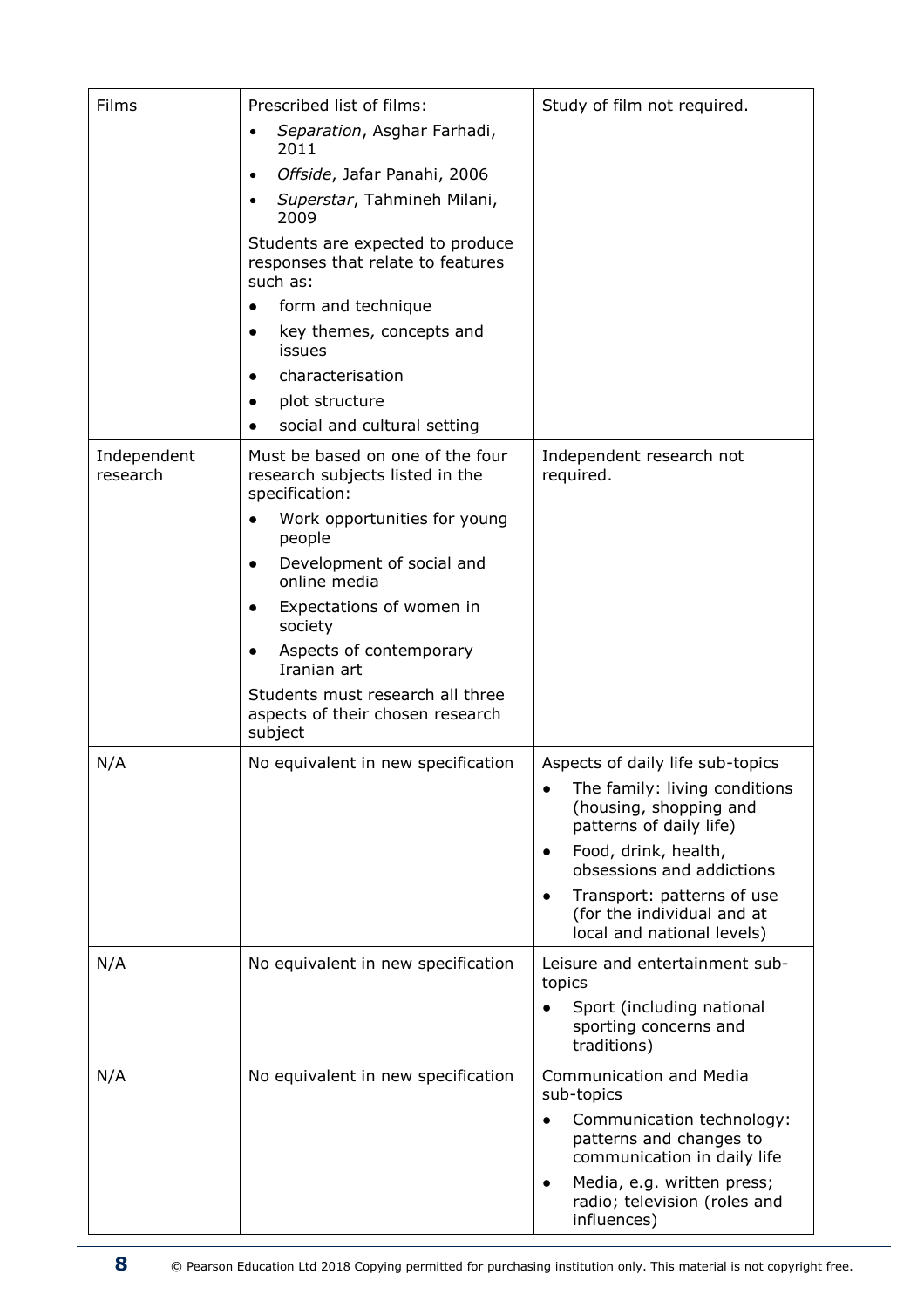| | | |
|---|---|---|
| Films | Prescribed list of films:<br>• *Separation*, Asghar Farhadi, 2011<br>• *Offside*, Jafar Panahi, 2006<br>• *Superstar*, Tahmineh Milani, 2009<br>Students are expected to produce responses that relate to features such as:<br>• form and technique<br>• key themes, concepts and issues<br>• characterisation<br>• plot structure<br>• social and cultural setting | Study of film not required. |
| Independent research | Must be based on one of the four research subjects listed in the specification:<br>• Work opportunities for young people<br>• Development of social and online media<br>• Expectations of women in society<br>• Aspects of contemporary Iranian art<br>Students must research all three aspects of their chosen research subject | Independent research not required. |
| N/A | No equivalent in new specification | Aspects of daily life sub-topics<br>• The family: living conditions (housing, shopping and patterns of daily life)<br>• Food, drink, health, obsessions and addictions<br>• Transport: patterns of use (for the individual and at local and national levels) |
| N/A | No equivalent in new specification | Leisure and entertainment sub-topics<br>• Sport (including national sporting concerns and traditions) |
| N/A | No equivalent in new specification | Communication and Media sub-topics<br>• Communication technology: patterns and changes to communication in daily life<br>• Media, e.g. written press; radio; television (roles and influences) |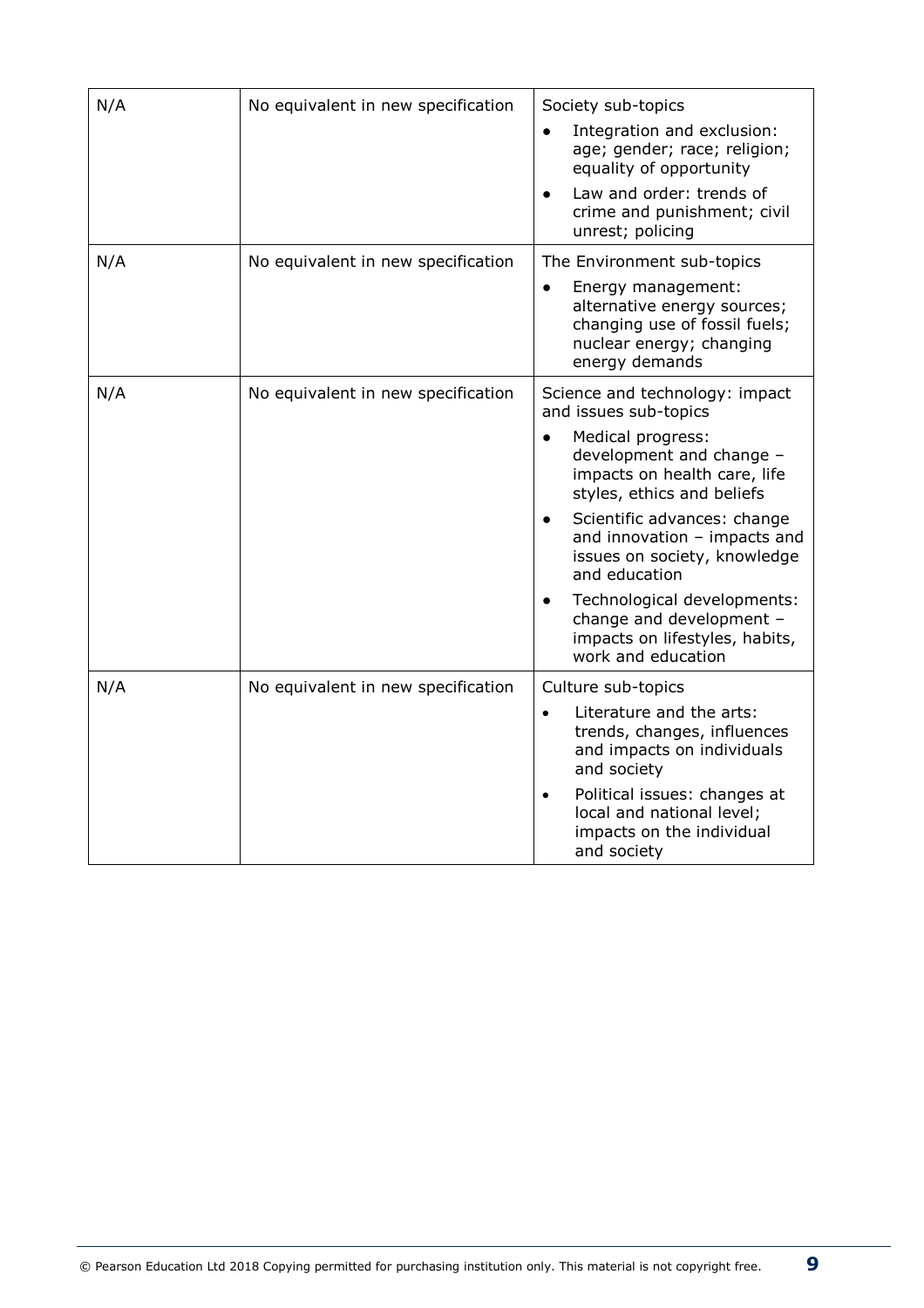| | | |
|---|---|---|
| N/A | No equivalent in new specification | Society sub-topics<br>• Integration and exclusion: age; gender; race; religion; equality of opportunity<br>• Law and order: trends of crime and punishment; civil unrest; policing |
| N/A | No equivalent in new specification | The Environment sub-topics<br>• Energy management: alternative energy sources; changing use of fossil fuels; nuclear energy; changing energy demands |
| N/A | No equivalent in new specification | Science and technology: impact and issues sub-topics<br>• Medical progress: development and change – impacts on health care, life styles, ethics and beliefs<br>• Scientific advances: change and innovation – impacts and issues on society, knowledge and education<br>• Technological developments: change and development – impacts on lifestyles, habits, work and education |
| N/A | No equivalent in new specification | Culture sub-topics<br>• Literature and the arts: trends, changes, influences and impacts on individuals and society<br>• Political issues: changes at local and national level; impacts on the individual and society |

© Pearson Education Ltd 2018 Copying permitted for purchasing institution only. This material is not copyright free.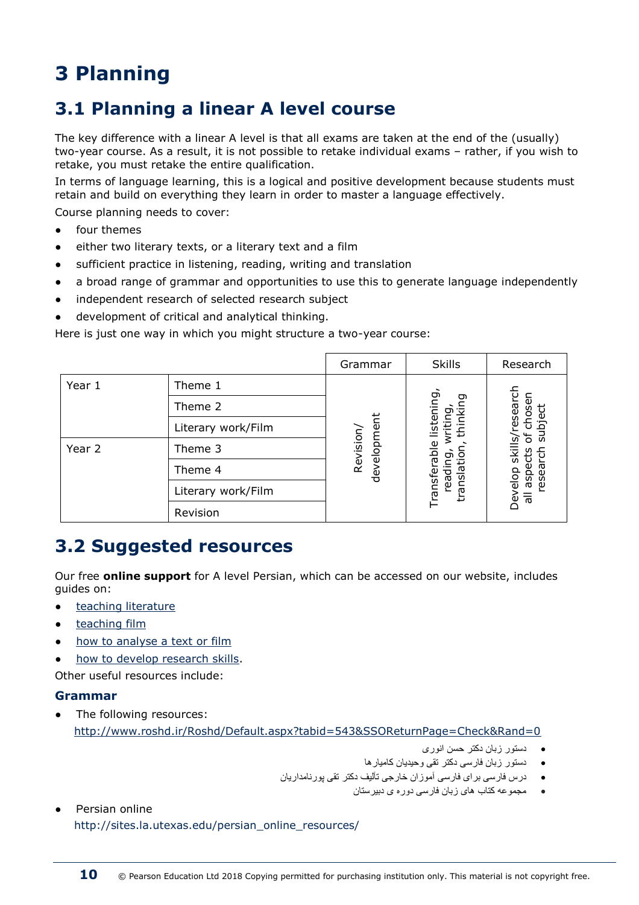# 3 Planning

## 3.1 Planning a linear A level course

The key difference with a linear A level is that all exams are taken at the end of the (usually) two-year course. As a result, it is not possible to retake individual exams – rather, if you wish to retake, you must retake the entire qualification.

In terms of language learning, this is a logical and positive development because students must retain and build on everything they learn in order to master a language effectively.

Course planning needs to cover:

- four themes
- either two literary texts, or a literary text and a film
- sufficient practice in listening, reading, writing and translation
- a broad range of grammar and opportunities to use this to generate language independently
- independent research of selected research subject
- development of critical and analytical thinking.

Here is just one way in which you might structure a two-year course:

| | | Grammar | Skills | Research |
|---|---|---|---|---|
| Year 1 | Theme 1 | Revision/ development | Transferable listening, reading, writing, translation, thinking | Develop skills/research all aspects of chosen research subject |
| | Theme 2 | | | |
| | Literary work/Film | | | |
| Year 2 | Theme 3 | | | |
| | Theme 4 | | | |
| | Literary work/Film | | | |
| | Revision | | | |

## 3.2 Suggested resources

Our free **online support** for A level Persian, which can be accessed on our website, includes guides on:

- teaching literature
- teaching film
- how to analyse a text or film
- how to develop research skills.

Other useful resources include:

### Grammar

- The following resources:
  http://www.roshd.ir/Roshd/Default.aspx?tabid=543&SSOReturnPage=Check&Rand=0
  - دستور زبان دکتر حسن انوری
  - دستور زبان فارسی دکتر تقی وحیدیان کامیارها
  - درس فارسی برای فارسی آموزان خارجی تألیف دکتر تقی پورنامداریان
  - مجموعه کتاب های زبان فارسی دوره ی دبیرستان
- Persian online
  http://sites.la.utexas.edu/persian_online_resources/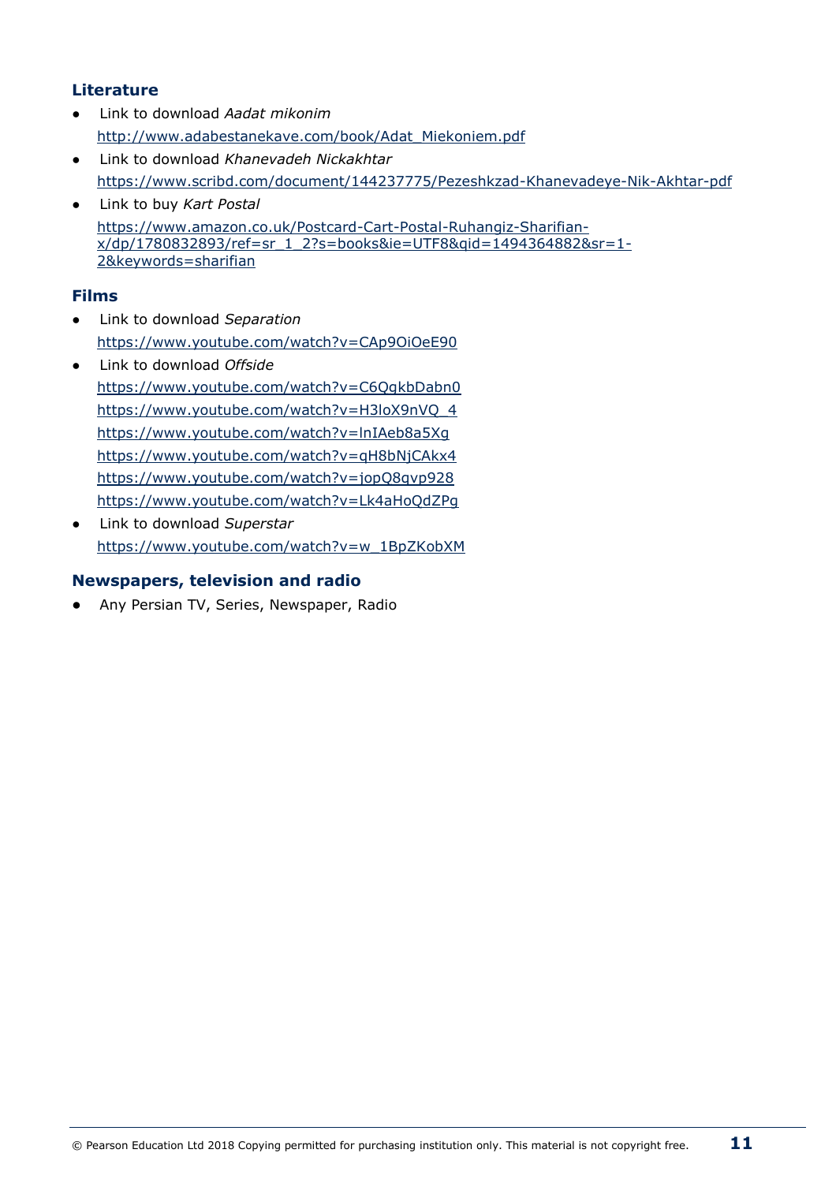## Literature

- Link to download *Aadat mikonim*
  http://www.adabestanekave.com/book/Adat_Miekoniem.pdf
- Link to download *Khanevadeh Nickakhtar*
  https://www.scribd.com/document/144237775/Pezeshkzad-Khanevadeye-Nik-Akhtar-pdf
- Link to buy *Kart Postal*
  https://www.amazon.co.uk/Postcard-Cart-Postal-Ruhangiz-Sharifian-x/dp/1780832893/ref=sr_1_2?s=books&ie=UTF8&qid=1494364882&sr=1-2&keywords=sharifian

## Films

- Link to download *Separation*
  https://www.youtube.com/watch?v=CAp9OiOeE90
- Link to download *Offside*
  https://www.youtube.com/watch?v=C6QgkbDabn0
  https://www.youtube.com/watch?v=H3loX9nVQ_4
  https://www.youtube.com/watch?v=lnIAeb8a5Xg
  https://www.youtube.com/watch?v=qH8bNjCAkx4
  https://www.youtube.com/watch?v=jopQ8qvp928
  https://www.youtube.com/watch?v=Lk4aHoQdZPg
- Link to download *Superstar*
  https://www.youtube.com/watch?v=w_1BpZKobXM

## Newspapers, television and radio

- Any Persian TV, Series, Newspaper, Radio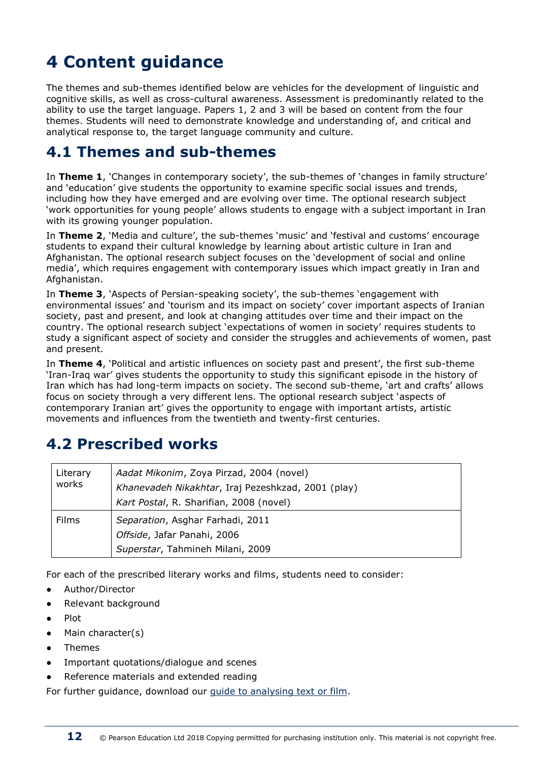# 4 Content guidance

The themes and sub-themes identified below are vehicles for the development of linguistic and cognitive skills, as well as cross-cultural awareness. Assessment is predominantly related to the ability to use the target language. Papers 1, 2 and 3 will be based on content from the four themes. Students will need to demonstrate knowledge and understanding of, and critical and analytical response to, the target language community and culture.

## 4.1 Themes and sub-themes

In **Theme 1**, 'Changes in contemporary society', the sub-themes of 'changes in family structure' and 'education' give students the opportunity to examine specific social issues and trends, including how they have emerged and are evolving over time. The optional research subject 'work opportunities for young people' allows students to engage with a subject important in Iran with its growing younger population.

In **Theme 2**, 'Media and culture', the sub-themes 'music' and 'festival and customs' encourage students to expand their cultural knowledge by learning about artistic culture in Iran and Afghanistan. The optional research subject focuses on the 'development of social and online media', which requires engagement with contemporary issues which impact greatly in Iran and Afghanistan.

In **Theme 3**, 'Aspects of Persian-speaking society', the sub-themes 'engagement with environmental issues' and 'tourism and its impact on society' cover important aspects of Iranian society, past and present, and look at changing attitudes over time and their impact on the country. The optional research subject 'expectations of women in society' requires students to study a significant aspect of society and consider the struggles and achievements of women, past and present.

In **Theme 4**, 'Political and artistic influences on society past and present', the first sub-theme 'Iran-Iraq war' gives students the opportunity to study this significant episode in the history of Iran which has had long-term impacts on society. The second sub-theme, 'art and crafts' allows focus on society through a very different lens. The optional research subject 'aspects of contemporary Iranian art' gives the opportunity to engage with important artists, artistic movements and influences from the twentieth and twenty-first centuries.

## 4.2 Prescribed works

| | |
|---|---|
| Literary works | *Aadat Mikonim*, Zoya Pirzad, 2004 (novel)<br>*Khanevadeh Nikakhtar*, Iraj Pezeshkzad, 2001 (play)<br>*Kart Postal*, R. Sharifian, 2008 (novel) |
| Films | *Separation*, Asghar Farhadi, 2011<br>*Offside*, Jafar Panahi, 2006<br>*Superstar*, Tahmineh Milani, 2009 |

For each of the prescribed literary works and films, students need to consider:

- Author/Director
- Relevant background
- Plot
- Main character(s)
- Themes
- Important quotations/dialogue and scenes
- Reference materials and extended reading

For further guidance, download our guide to analysing text or film.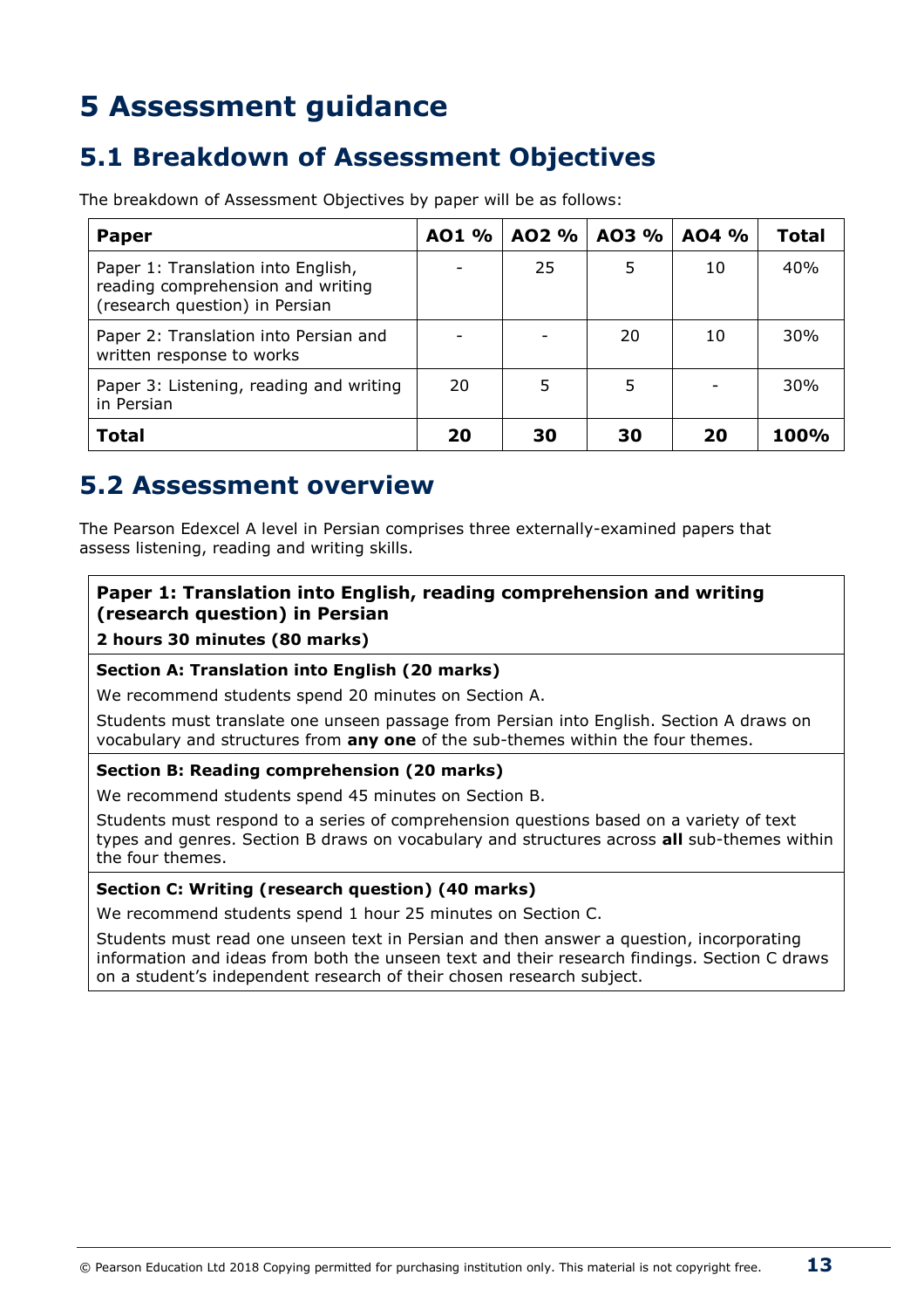# 5 Assessment guidance

## 5.1 Breakdown of Assessment Objectives

The breakdown of Assessment Objectives by paper will be as follows:

| Paper | AO1 % | AO2 % | AO3 % | AO4 % | Total |
|---|---|---|---|---|---|
| Paper 1: Translation into English, reading comprehension and writing (research question) in Persian | - | 25 | 5 | 10 | 40% |
| Paper 2: Translation into Persian and written response to works | - | - | 20 | 10 | 30% |
| Paper 3: Listening, reading and writing in Persian | 20 | 5 | 5 | - | 30% |
| **Total** | **20** | **30** | **30** | **20** | **100%** |

## 5.2 Assessment overview

The Pearson Edexcel A level in Persian comprises three externally-examined papers that assess listening, reading and writing skills.

**Paper 1: Translation into English, reading comprehension and writing (research question) in Persian**

**2 hours 30 minutes (80 marks)**

**Section A: Translation into English (20 marks)**

We recommend students spend 20 minutes on Section A.

Students must translate one unseen passage from Persian into English. Section A draws on vocabulary and structures from **any one** of the sub-themes within the four themes.

**Section B: Reading comprehension (20 marks)**

We recommend students spend 45 minutes on Section B.

Students must respond to a series of comprehension questions based on a variety of text types and genres. Section B draws on vocabulary and structures across **all** sub-themes within the four themes.

**Section C: Writing (research question) (40 marks)**

We recommend students spend 1 hour 25 minutes on Section C.

Students must read one unseen text in Persian and then answer a question, incorporating information and ideas from both the unseen text and their research findings. Section C draws on a student's independent research of their chosen research subject.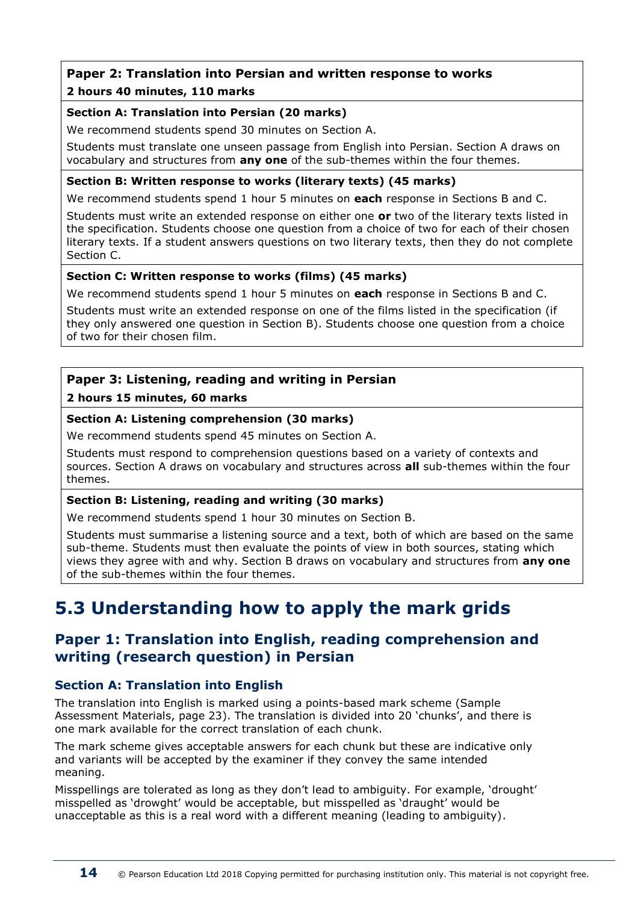**Paper 2: Translation into Persian and written response to works**
**2 hours 40 minutes, 110 marks**

**Section A: Translation into Persian (20 marks)**

We recommend students spend 30 minutes on Section A.

Students must translate one unseen passage from English into Persian. Section A draws on vocabulary and structures from **any one** of the sub-themes within the four themes.

**Section B: Written response to works (literary texts) (45 marks)**

We recommend students spend 1 hour 5 minutes on **each** response in Sections B and C.

Students must write an extended response on either one **or** two of the literary texts listed in the specification. Students choose one question from a choice of two for each of their chosen literary texts. If a student answers questions on two literary texts, then they do not complete Section C.

**Section C: Written response to works (films) (45 marks)**

We recommend students spend 1 hour 5 minutes on **each** response in Sections B and C.

Students must write an extended response on one of the films listed in the specification (if they only answered one question in Section B). Students choose one question from a choice of two for their chosen film.

**Paper 3: Listening, reading and writing in Persian**
**2 hours 15 minutes, 60 marks**

**Section A: Listening comprehension (30 marks)**

We recommend students spend 45 minutes on Section A.

Students must respond to comprehension questions based on a variety of contexts and sources. Section A draws on vocabulary and structures across **all** sub-themes within the four themes.

**Section B: Listening, reading and writing (30 marks)**

We recommend students spend 1 hour 30 minutes on Section B.

Students must summarise a listening source and a text, both of which are based on the same sub-theme. Students must then evaluate the points of view in both sources, stating which views they agree with and why. Section B draws on vocabulary and structures from **any one** of the sub-themes within the four themes.

# 5.3 Understanding how to apply the mark grids

## Paper 1: Translation into English, reading comprehension and writing (research question) in Persian

### Section A: Translation into English

The translation into English is marked using a points-based mark scheme (Sample Assessment Materials, page 23). The translation is divided into 20 'chunks', and there is one mark available for the correct translation of each chunk.

The mark scheme gives acceptable answers for each chunk but these are indicative only and variants will be accepted by the examiner if they convey the same intended meaning.

Misspellings are tolerated as long as they don't lead to ambiguity. For example, 'drought' misspelled as 'drowght' would be acceptable, but misspelled as 'draught' would be unacceptable as this is a real word with a different meaning (leading to ambiguity).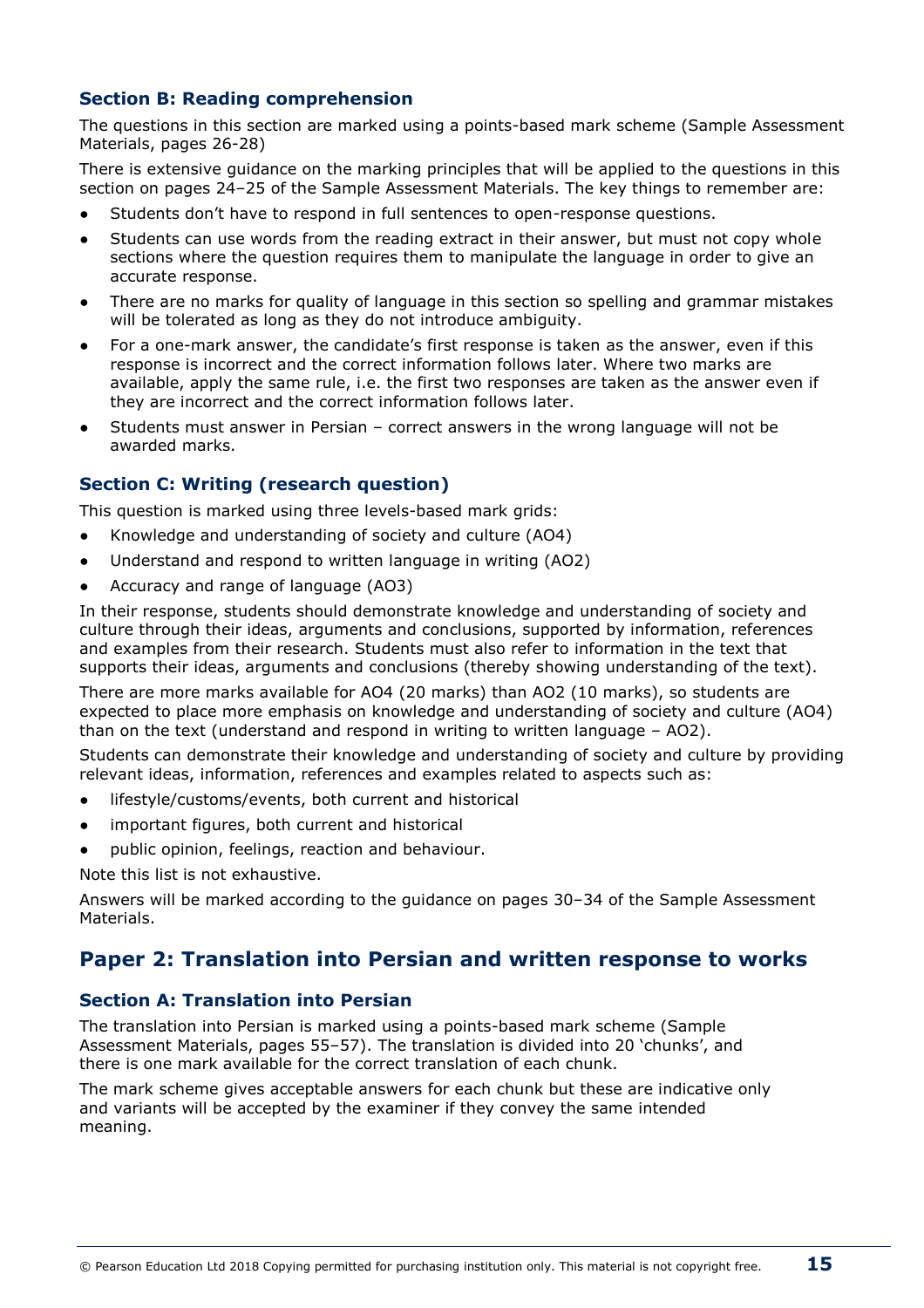### Section B: Reading comprehension

The questions in this section are marked using a points-based mark scheme (Sample Assessment Materials, pages 26-28)

There is extensive guidance on the marking principles that will be applied to the questions in this section on pages 24–25 of the Sample Assessment Materials. The key things to remember are:

- Students don't have to respond in full sentences to open-response questions.
- Students can use words from the reading extract in their answer, but must not copy whole sections where the question requires them to manipulate the language in order to give an accurate response.
- There are no marks for quality of language in this section so spelling and grammar mistakes will be tolerated as long as they do not introduce ambiguity.
- For a one-mark answer, the candidate's first response is taken as the answer, even if this response is incorrect and the correct information follows later. Where two marks are available, apply the same rule, i.e. the first two responses are taken as the answer even if they are incorrect and the correct information follows later.
- Students must answer in Persian – correct answers in the wrong language will not be awarded marks.

### Section C: Writing (research question)

This question is marked using three levels-based mark grids:

- Knowledge and understanding of society and culture (AO4)
- Understand and respond to written language in writing (AO2)
- Accuracy and range of language (AO3)

In their response, students should demonstrate knowledge and understanding of society and culture through their ideas, arguments and conclusions, supported by information, references and examples from their research. Students must also refer to information in the text that supports their ideas, arguments and conclusions (thereby showing understanding of the text).

There are more marks available for AO4 (20 marks) than AO2 (10 marks), so students are expected to place more emphasis on knowledge and understanding of society and culture (AO4) than on the text (understand and respond in writing to written language – AO2).

Students can demonstrate their knowledge and understanding of society and culture by providing relevant ideas, information, references and examples related to aspects such as:

- lifestyle/customs/events, both current and historical
- important figures, both current and historical
- public opinion, feelings, reaction and behaviour.

Note this list is not exhaustive.

Answers will be marked according to the guidance on pages 30–34 of the Sample Assessment Materials.

## Paper 2: Translation into Persian and written response to works

### Section A: Translation into Persian

The translation into Persian is marked using a points-based mark scheme (Sample Assessment Materials, pages 55–57). The translation is divided into 20 'chunks', and there is one mark available for the correct translation of each chunk.

The mark scheme gives acceptable answers for each chunk but these are indicative only and variants will be accepted by the examiner if they convey the same intended meaning.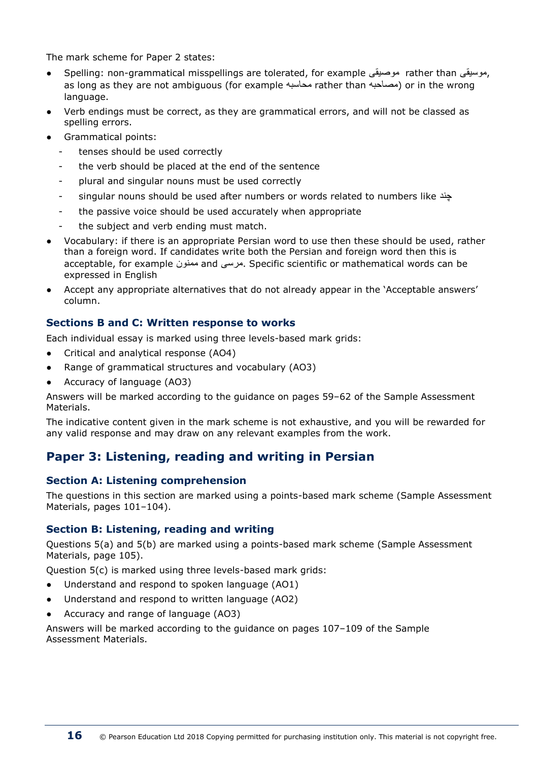The mark scheme for Paper 2 states:

- Spelling: non-grammatical misspellings are tolerated, for example موصیقی rather than موسیقی, as long as they are not ambiguous (for example محاسبه rather than مصاحبه) or in the wrong language.
- Verb endings must be correct, as they are grammatical errors, and will not be classed as spelling errors.
- Grammatical points:
  - tenses should be used correctly
  - the verb should be placed at the end of the sentence
  - plural and singular nouns must be used correctly
  - singular nouns should be used after numbers or words related to numbers like چند
  - the passive voice should be used accurately when appropriate
  - the subject and verb ending must match.
- Vocabulary: if there is an appropriate Persian word to use then these should be used, rather than a foreign word. If candidates write both the Persian and foreign word then this is acceptable, for example ممنون and مرسی. Specific scientific or mathematical words can be expressed in English
- Accept any appropriate alternatives that do not already appear in the 'Acceptable answers' column.

### Sections B and C: Written response to works

Each individual essay is marked using three levels-based mark grids:

- Critical and analytical response (AO4)
- Range of grammatical structures and vocabulary (AO3)
- Accuracy of language (AO3)

Answers will be marked according to the guidance on pages 59–62 of the Sample Assessment Materials.

The indicative content given in the mark scheme is not exhaustive, and you will be rewarded for any valid response and may draw on any relevant examples from the work.

## Paper 3: Listening, reading and writing in Persian

### Section A: Listening comprehension

The questions in this section are marked using a points-based mark scheme (Sample Assessment Materials, pages 101–104).

### Section B: Listening, reading and writing

Questions 5(a) and 5(b) are marked using a points-based mark scheme (Sample Assessment Materials, page 105).

Question 5(c) is marked using three levels-based mark grids:

- Understand and respond to spoken language (AO1)
- Understand and respond to written language (AO2)
- Accuracy and range of language (AO3)

Answers will be marked according to the guidance on pages 107–109 of the Sample Assessment Materials.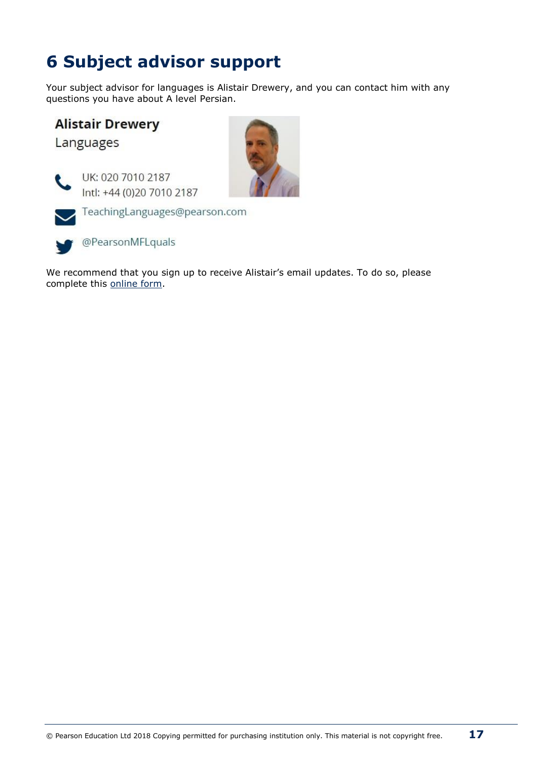# 6 Subject advisor support

Your subject advisor for languages is Alistair Drewery, and you can contact him with any questions you have about A level Persian.

**Alistair Drewery**

Languages

UK: 020 7010 2187

Intl: +44 (0)20 7010 2187

TeachingLanguages@pearson.com

@PearsonMFLquals

We recommend that you sign up to receive Alistair's email updates. To do so, please complete this online form.

© Pearson Education Ltd 2018 Copying permitted for purchasing institution only. This material is not copyright free.